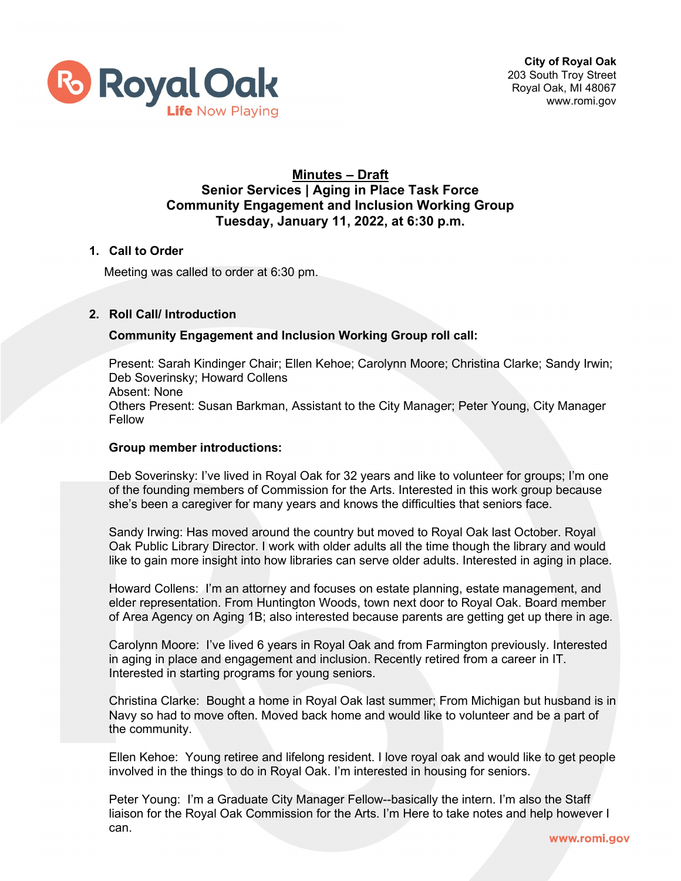City of Royal Oak
203 South Troy Street
Royal Oak, MI 48067
www.romi.gov

# Minutes – Draft
## Senior Services | Aging in Place Task Force
## Community Engagement and Inclusion Working Group
## Tuesday, January 11, 2022, at 6:30 p.m.

### 1. Call to Order

Meeting was called to order at 6:30 pm.

### 2. Roll Call/ Introduction

**Community Engagement and Inclusion Working Group roll call:**

Present: Sarah Kindinger Chair; Ellen Kehoe; Carolynn Moore; Christina Clarke; Sandy Irwin; Deb Soverinsky; Howard Collens
Absent: None
Others Present: Susan Barkman, Assistant to the City Manager; Peter Young, City Manager Fellow

**Group member introductions:**

Deb Soverinsky: I've lived in Royal Oak for 32 years and like to volunteer for groups; I'm one of the founding members of Commission for the Arts. Interested in this work group because she's been a caregiver for many years and knows the difficulties that seniors face.

Sandy Irwing: Has moved around the country but moved to Royal Oak last October. Royal Oak Public Library Director. I work with older adults all the time though the library and would like to gain more insight into how libraries can serve older adults. Interested in aging in place.

Howard Collens: I'm an attorney and focuses on estate planning, estate management, and elder representation. From Huntington Woods, town next door to Royal Oak. Board member of Area Agency on Aging 1B; also interested because parents are getting get up there in age.

Carolynn Moore: I've lived 6 years in Royal Oak and from Farmington previously. Interested in aging in place and engagement and inclusion. Recently retired from a career in IT. Interested in starting programs for young seniors.

Christina Clarke: Bought a home in Royal Oak last summer; From Michigan but husband is in Navy so had to move often. Moved back home and would like to volunteer and be a part of the community.

Ellen Kehoe: Young retiree and lifelong resident. I love royal oak and would like to get people involved in the things to do in Royal Oak. I'm interested in housing for seniors.

Peter Young: I'm a Graduate City Manager Fellow--basically the intern. I'm also the Staff liaison for the Royal Oak Commission for the Arts. I'm Here to take notes and help however I can.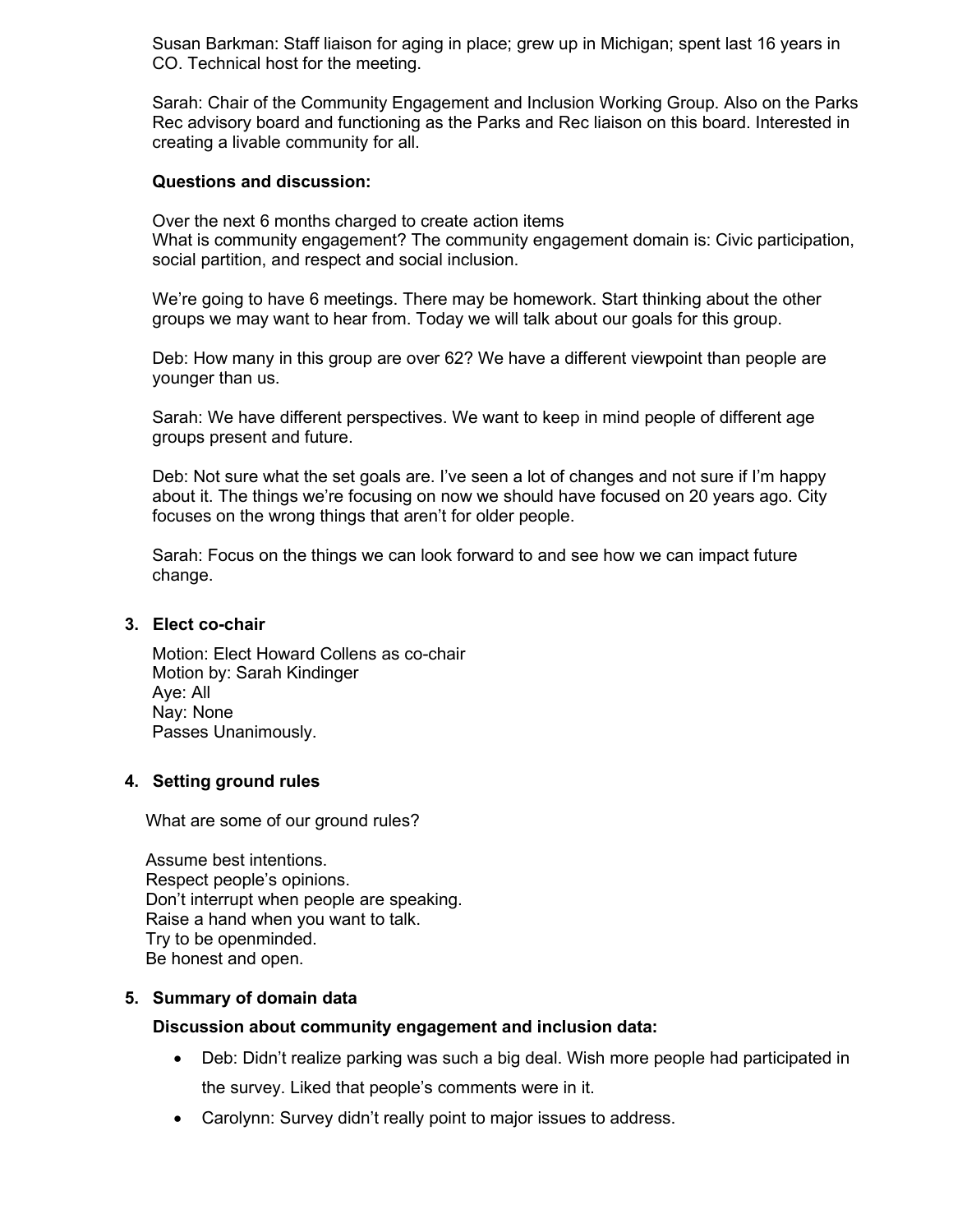Susan Barkman: Staff liaison for aging in place; grew up in Michigan; spent last 16 years in CO. Technical host for the meeting.

Sarah: Chair of the Community Engagement and Inclusion Working Group. Also on the Parks Rec advisory board and functioning as the Parks and Rec liaison on this board. Interested in creating a livable community for all.

**Questions and discussion:**

Over the next 6 months charged to create action items
What is community engagement? The community engagement domain is: Civic participation, social partition, and respect and social inclusion.

We're going to have 6 meetings. There may be homework. Start thinking about the other groups we may want to hear from. Today we will talk about our goals for this group.

Deb: How many in this group are over 62? We have a different viewpoint than people are younger than us.

Sarah: We have different perspectives. We want to keep in mind people of different age groups present and future.

Deb: Not sure what the set goals are. I've seen a lot of changes and not sure if I'm happy about it. The things we're focusing on now we should have focused on 20 years ago. City focuses on the wrong things that aren't for older people.

Sarah: Focus on the things we can look forward to and see how we can impact future change.

## 3. Elect co-chair

Motion: Elect Howard Collens as co-chair
Motion by: Sarah Kindinger
Aye: All
Nay: None
Passes Unanimously.

## 4. Setting ground rules

What are some of our ground rules?

Assume best intentions.
Respect people's opinions.
Don't interrupt when people are speaking.
Raise a hand when you want to talk.
Try to be openminded.
Be honest and open.

## 5. Summary of domain data

**Discussion about community engagement and inclusion data:**

- Deb: Didn't realize parking was such a big deal. Wish more people had participated in the survey. Liked that people's comments were in it.
- Carolynn: Survey didn't really point to major issues to address.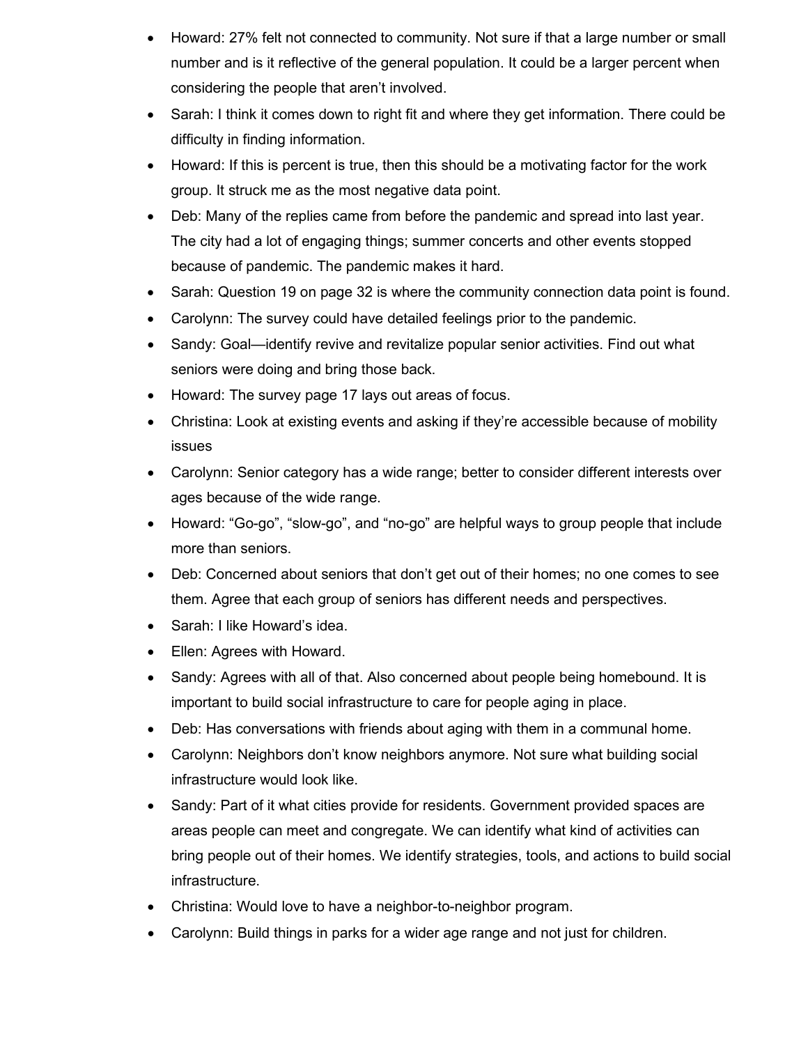- Howard: 27% felt not connected to community. Not sure if that a large number or small number and is it reflective of the general population. It could be a larger percent when considering the people that aren't involved.
- Sarah: I think it comes down to right fit and where they get information. There could be difficulty in finding information.
- Howard: If this is percent is true, then this should be a motivating factor for the work group. It struck me as the most negative data point.
- Deb: Many of the replies came from before the pandemic and spread into last year. The city had a lot of engaging things; summer concerts and other events stopped because of pandemic. The pandemic makes it hard.
- Sarah: Question 19 on page 32 is where the community connection data point is found.
- Carolynn: The survey could have detailed feelings prior to the pandemic.
- Sandy: Goal—identify revive and revitalize popular senior activities. Find out what seniors were doing and bring those back.
- Howard: The survey page 17 lays out areas of focus.
- Christina: Look at existing events and asking if they're accessible because of mobility issues
- Carolynn: Senior category has a wide range; better to consider different interests over ages because of the wide range.
- Howard: "Go-go", "slow-go", and "no-go" are helpful ways to group people that include more than seniors.
- Deb: Concerned about seniors that don't get out of their homes; no one comes to see them. Agree that each group of seniors has different needs and perspectives.
- Sarah: I like Howard's idea.
- Ellen: Agrees with Howard.
- Sandy: Agrees with all of that. Also concerned about people being homebound. It is important to build social infrastructure to care for people aging in place.
- Deb: Has conversations with friends about aging with them in a communal home.
- Carolynn: Neighbors don't know neighbors anymore. Not sure what building social infrastructure would look like.
- Sandy: Part of it what cities provide for residents. Government provided spaces are areas people can meet and congregate. We can identify what kind of activities can bring people out of their homes. We identify strategies, tools, and actions to build social infrastructure.
- Christina: Would love to have a neighbor-to-neighbor program.
- Carolynn: Build things in parks for a wider age range and not just for children.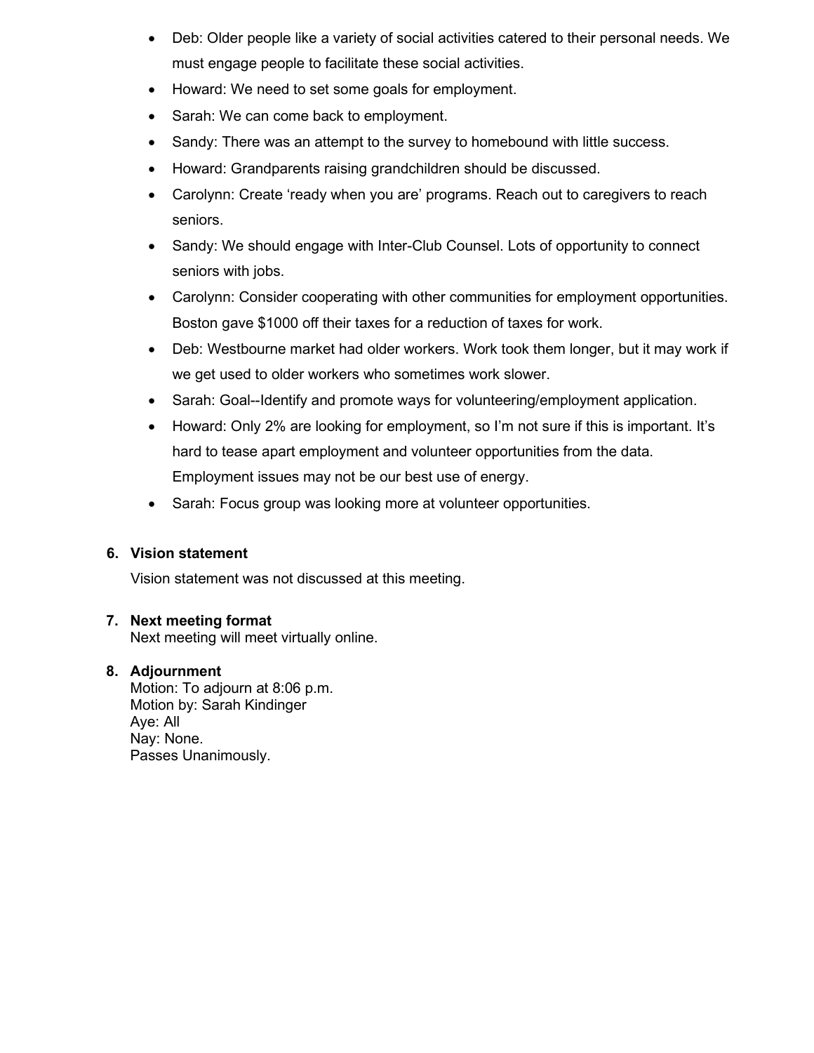- Deb: Older people like a variety of social activities catered to their personal needs. We must engage people to facilitate these social activities.
- Howard: We need to set some goals for employment.
- Sarah: We can come back to employment.
- Sandy: There was an attempt to the survey to homebound with little success.
- Howard: Grandparents raising grandchildren should be discussed.
- Carolynn: Create 'ready when you are' programs. Reach out to caregivers to reach seniors.
- Sandy: We should engage with Inter-Club Counsel. Lots of opportunity to connect seniors with jobs.
- Carolynn: Consider cooperating with other communities for employment opportunities. Boston gave $1000 off their taxes for a reduction of taxes for work.
- Deb: Westbourne market had older workers. Work took them longer, but it may work if we get used to older workers who sometimes work slower.
- Sarah: Goal--Identify and promote ways for volunteering/employment application.
- Howard: Only 2% are looking for employment, so I'm not sure if this is important. It's hard to tease apart employment and volunteer opportunities from the data. Employment issues may not be our best use of energy.
- Sarah: Focus group was looking more at volunteer opportunities.

**6. Vision statement**

Vision statement was not discussed at this meeting.

**7. Next meeting format**

Next meeting will meet virtually online.

**8. Adjournment**

Motion: To adjourn at 8:06 p.m.
Motion by: Sarah Kindinger
Aye: All
Nay: None.
Passes Unanimously.